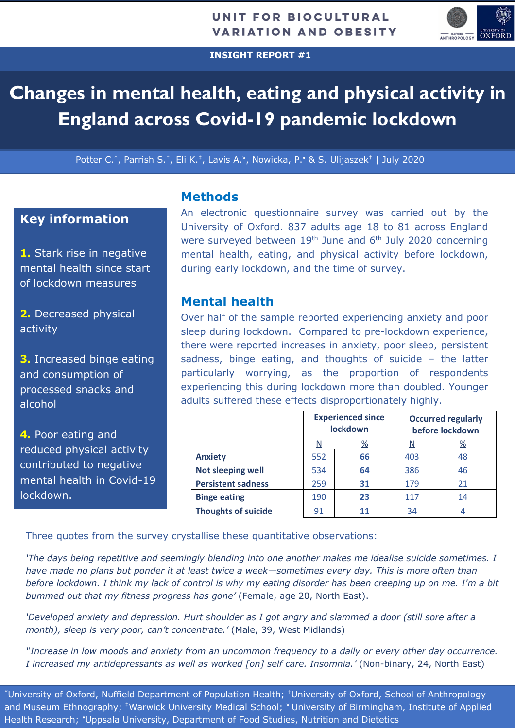UNIT FOR BIOCULTURAL VARIATION AND OBESITY

INSIGHT REPORT #1

# Changes in mental health, eating and physical activity in England across Covid-19 pandemic lockdown

Potter C.[*], Parrish S.[†], Eli K.[‡], Lavis A.[¤], Nowicka, P.[•] & S. Ulijaszek[†] | July 2020

## Key information

**1.** Stark rise in negative mental health since start of lockdown measures

**2.** Decreased physical activity

**3.** Increased binge eating and consumption of processed snacks and alcohol

**4.** Poor eating and reduced physical activity contributed to negative mental health in Covid-19 lockdown.

## Methods

An electronic questionnaire survey was carried out by the University of Oxford. 837 adults age 18 to 81 across England were surveyed between 19th June and 6th July 2020 concerning mental health, eating, and physical activity before lockdown, during early lockdown, and the time of survey.

## Mental health

Over half of the sample reported experiencing anxiety and poor sleep during lockdown. Compared to pre-lockdown experience, there were reported increases in anxiety, poor sleep, persistent sadness, binge eating, and thoughts of suicide – the latter particularly worrying, as the proportion of respondents experiencing this during lockdown more than doubled. Younger adults suffered these effects disproportionately highly.

| | Experienced since lockdown | | Occurred regularly before lockdown | |
|---|---|---|---|---|
| | N | % | N | % |
| **Anxiety** | 552 | **66** | 403 | 48 |
| **Not sleeping well** | 534 | **64** | 386 | 46 |
| **Persistent sadness** | 259 | **31** | 179 | 21 |
| **Binge eating** | 190 | **23** | 117 | 14 |
| **Thoughts of suicide** | 91 | **11** | 34 | 4 |

Three quotes from the survey crystallise these quantitative observations:

*'The days being repetitive and seemingly blending into one another makes me idealise suicide sometimes. I have made no plans but ponder it at least twice a week—sometimes every day. This is more often than before lockdown. I think my lack of control is why my eating disorder has been creeping up on me. I'm a bit bummed out that my fitness progress has gone'* (Female, age 20, North East).

*'Developed anxiety and depression. Hurt shoulder as I got angry and slammed a door (still sore after a month), sleep is very poor, can't concentrate.'* (Male, 39, West Midlands)

*''Increase in low moods and anxiety from an uncommon frequency to a daily or every other day occurrence. I increased my antidepressants as well as worked [on] self care. Insomnia.'* (Non-binary, 24, North East)

[*]University of Oxford, Nuffield Department of Population Health; [†]University of Oxford, School of Anthropology and Museum Ethnography; [‡]Warwick University Medical School; [¤] University of Birmingham, Institute of Applied Health Research; [•]Uppsala University, Department of Food Studies, Nutrition and Dietetics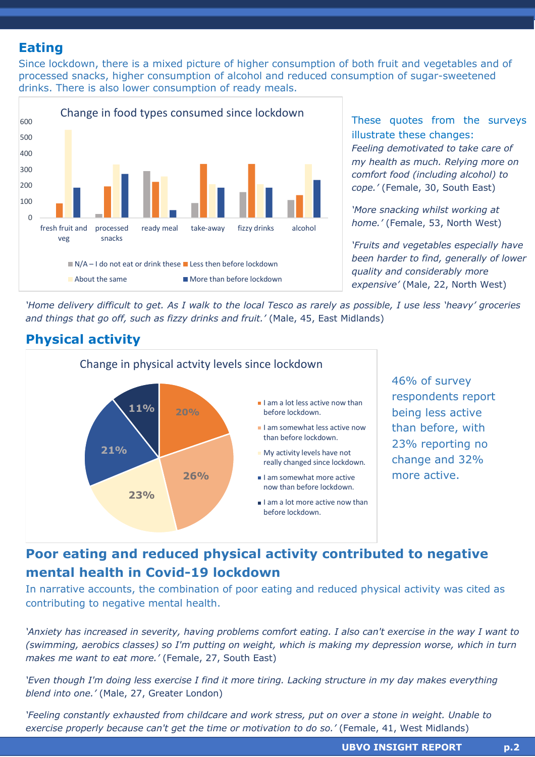## Eating

Since lockdown, there is a mixed picture of higher consumption of both fruit and vegetables and of processed snacks, higher consumption of alcohol and reduced consumption of sugar-sweetened drinks. There is also lower consumption of ready meals.

Change in food types consumed since lockdown

600
500
400
300
200
100
0

fresh fruit and veg
processed snacks
ready meal
take-away
fizzy drinks
alcohol

N/A – I do not eat or drink these
Less then before lockdown
About the same
More than before lockdown

These quotes from the surveys illustrate these changes:

*Feeling demotivated to take care of my health as much. Relying more on comfort food (including alcohol) to cope.'* (Female, 30, South East)

*'More snacking whilst working at home.'* (Female, 53, North West)

*'Fruits and vegetables especially have been harder to find, generally of lower quality and considerably more expensive'* (Male, 22, North West)

*'Home delivery difficult to get. As I walk to the local Tesco as rarely as possible, I use less 'heavy' groceries and things that go off, such as fizzy drinks and fruit.'* (Male, 45, East Midlands)

## Physical activity

Change in physical actvity levels since lockdown

20%
26%
23%
21%
11%

I am a lot less active now than before lockdown.
I am somewhat less active now than before lockdown.
My activity levels have not really changed since lockdown.
I am somewhat more active now than before lockdown.
I am a lot more active now than before lockdown.

46% of survey respondents report being less active than before, with 23% reporting no change and 32% more active.

## Poor eating and reduced physical activity contributed to negative mental health in Covid-19 lockdown

In narrative accounts, the combination of poor eating and reduced physical activity was cited as contributing to negative mental health.

*'Anxiety has increased in severity, having problems comfort eating. I also can't exercise in the way I want to (swimming, aerobics classes) so I'm putting on weight, which is making my depression worse, which in turn makes me want to eat more.'* (Female, 27, South East)

*'Even though I'm doing less exercise I find it more tiring. Lacking structure in my day makes everything blend into one.'* (Male, 27, Greater London)

*'Feeling constantly exhausted from childcare and work stress, put on over a stone in weight. Unable to exercise properly because can't get the time or motivation to do so.'* (Female, 41, West Midlands)